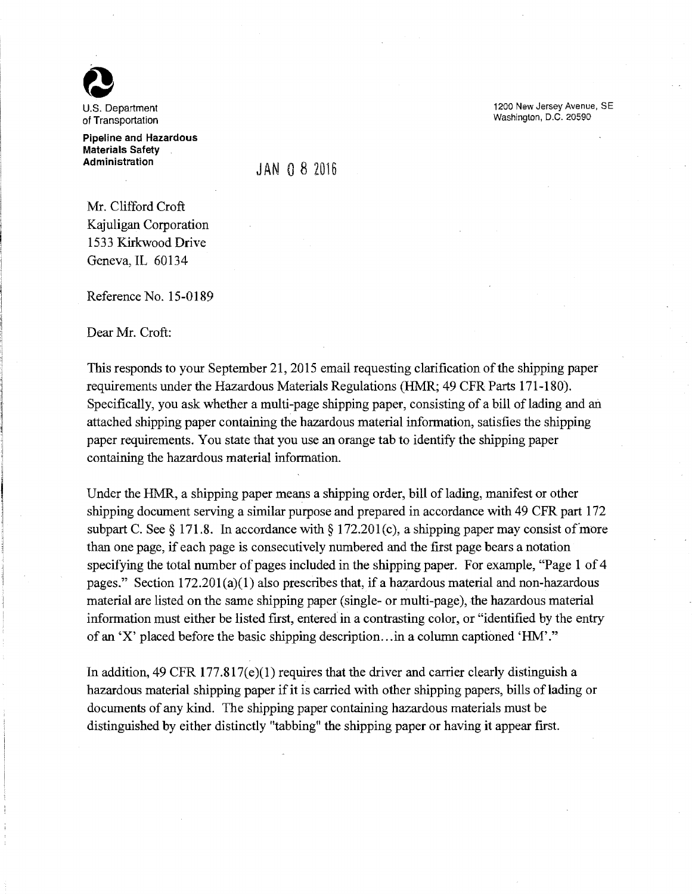U.S. Department of Transportation

**Pipeline and Hazardous Materials Safety Administration**

1200 New Jersey Avenue, SE
Washington, D.C. 20590

JAN 08 2016

Mr. Clifford Croft
Kajuligan Corporation
1533 Kirkwood Drive
Geneva, IL 60134

Reference No. 15-0189

Dear Mr. Croft:

This responds to your September 21, 2015 email requesting clarification of the shipping paper requirements under the Hazardous Materials Regulations (HMR; 49 CFR Parts 171-180). Specifically, you ask whether a multi-page shipping paper, consisting of a bill of lading and an attached shipping paper containing the hazardous material information, satisfies the shipping paper requirements. You state that you use an orange tab to identify the shipping paper containing the hazardous material information.

Under the HMR, a shipping paper means a shipping order, bill of lading, manifest or other shipping document serving a similar purpose and prepared in accordance with 49 CFR part 172 subpart C. See § 171.8. In accordance with § 172.201(c), a shipping paper may consist of more than one page, if each page is consecutively numbered and the first page bears a notation specifying the total number of pages included in the shipping paper. For example, "Page 1 of 4 pages." Section 172.201(a)(1) also prescribes that, if a hazardous material and non-hazardous material are listed on the same shipping paper (single- or multi-page), the hazardous material information must either be listed first, entered in a contrasting color, or "identified by the entry of an 'X' placed before the basic shipping description...in a column captioned 'HM'."

In addition, 49 CFR 177.817(e)(1) requires that the driver and carrier clearly distinguish a hazardous material shipping paper if it is carried with other shipping papers, bills of lading or documents of any kind. The shipping paper containing hazardous materials must be distinguished by either distinctly "tabbing" the shipping paper or having it appear first.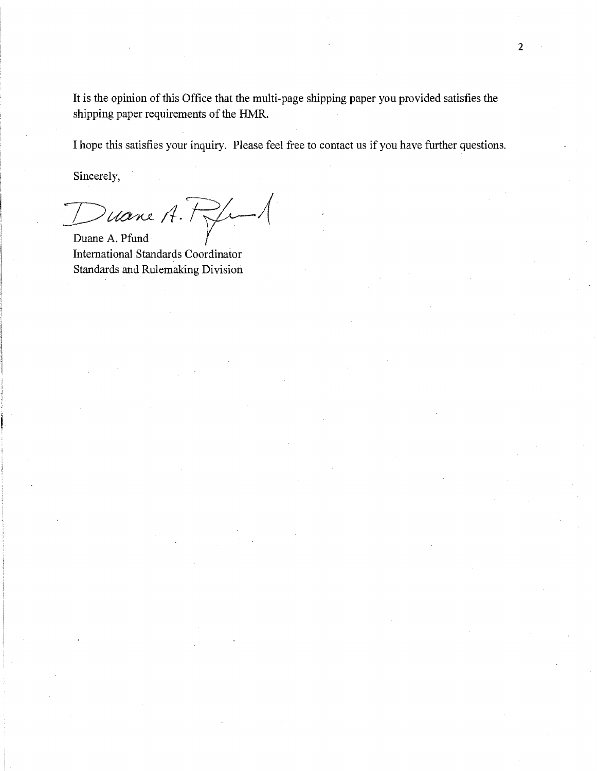It is the opinion of this Office that the multi-page shipping paper you provided satisfies the shipping paper requirements of the HMR.

I hope this satisfies your inquiry. Please feel free to contact us if you have further questions.

Sincerely,

Duane A. Pfund
International Standards Coordinator
Standards and Rulemaking Division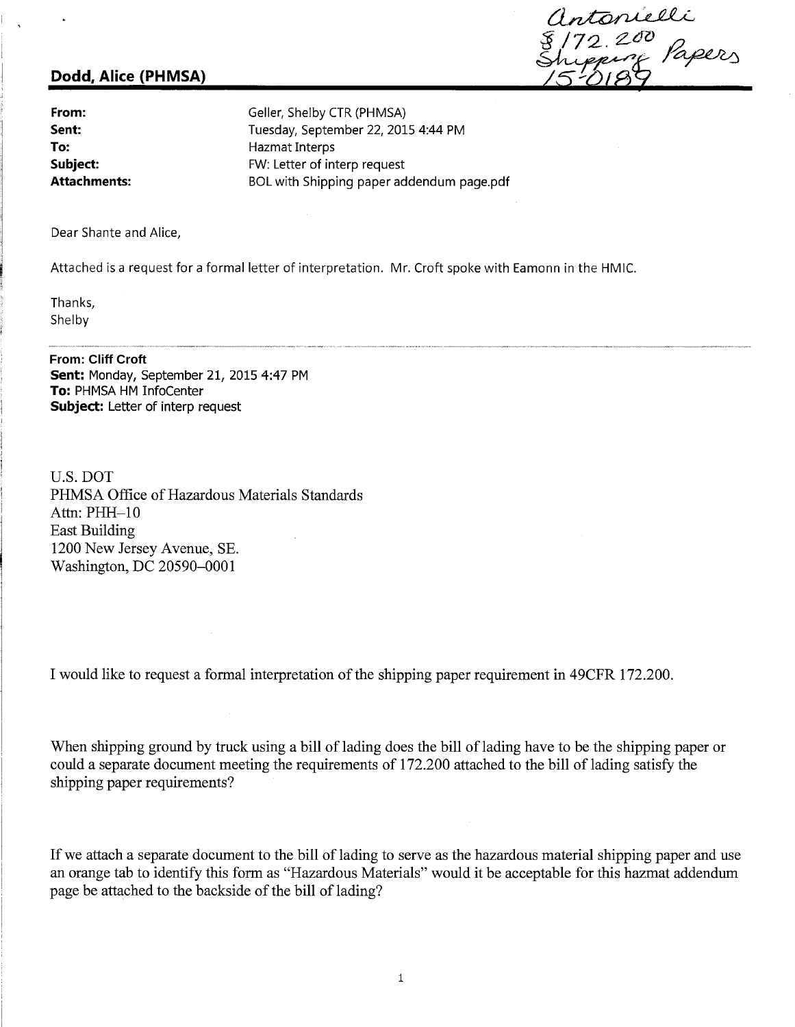Antonielli
§172.200
Shipping Papers
15-0189

**Dodd, Alice (PHMSA)**

| | |
|---|---|
| **From:** | Geller, Shelby CTR (PHMSA) |
| **Sent:** | Tuesday, September 22, 2015 4:44 PM |
| **To:** | Hazmat Interps |
| **Subject:** | FW: Letter of interp request |
| **Attachments:** | BOL with Shipping paper addendum page.pdf |

Dear Shante and Alice,

Attached is a request for a formal letter of interpretation. Mr. Croft spoke with Eamonn in the HMIC.

Thanks,
Shelby

---

**From:** Cliff Croft
**Sent:** Monday, September 21, 2015 4:47 PM
**To:** PHMSA HM InfoCenter
**Subject:** Letter of interp request

U.S. DOT
PHMSA Office of Hazardous Materials Standards
Attn: PHH–10
East Building
1200 New Jersey Avenue, SE.
Washington, DC 20590–0001

I would like to request a formal interpretation of the shipping paper requirement in 49CFR 172.200.

When shipping ground by truck using a bill of lading does the bill of lading have to be the shipping paper or could a separate document meeting the requirements of 172.200 attached to the bill of lading satisfy the shipping paper requirements?

If we attach a separate document to the bill of lading to serve as the hazardous material shipping paper and use an orange tab to identify this form as "Hazardous Materials" would it be acceptable for this hazmat addendum page be attached to the backside of the bill of lading?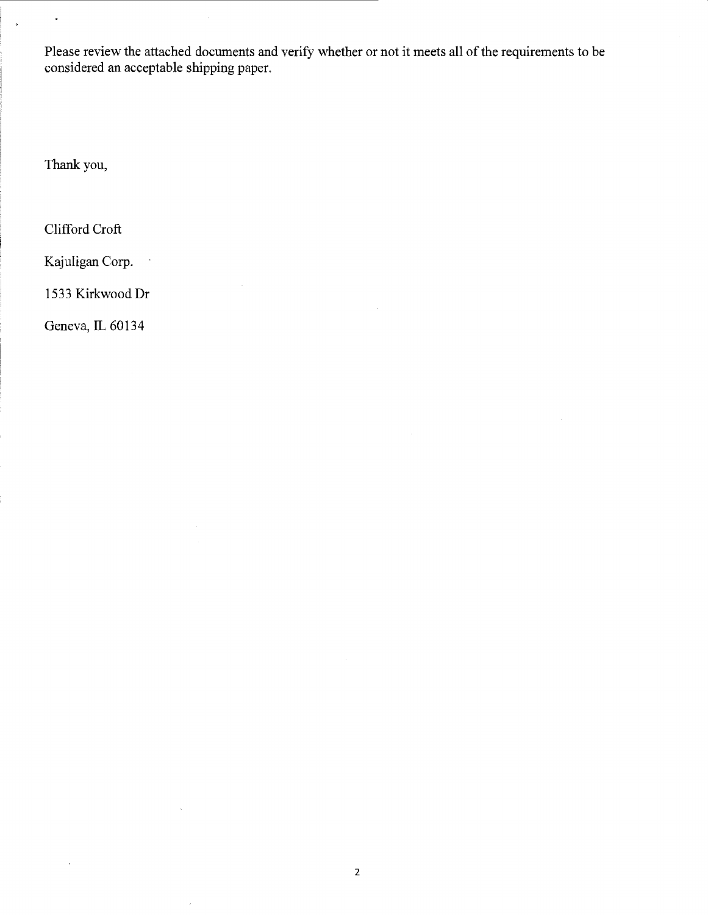Please review the attached documents and verify whether or not it meets all of the requirements to be considered an acceptable shipping paper.

Thank you,

Clifford Croft

Kajuligan Corp.

1533 Kirkwood Dr

Geneva, IL 60134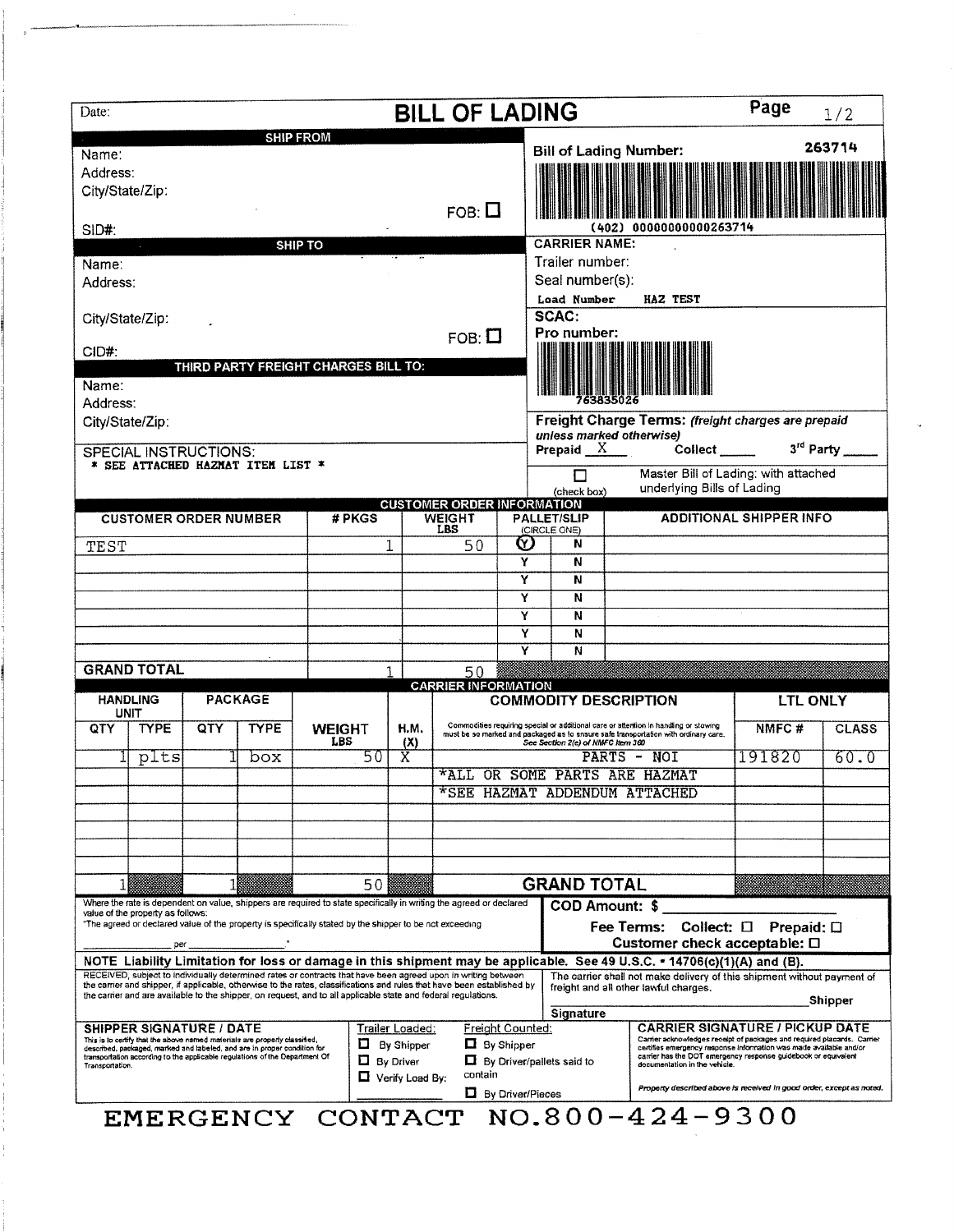Date:

# BILL OF LADING

Page 1/2

## SHIP FROM

Name:
Address:
City/State/Zip:
FOB: ☐
SID#:

**Bill of Lading Number:** 263714

(402) 00000000000263714

## SHIP TO

Name:
Address:
City/State/Zip:
FOB: ☐
CID#:

**CARRIER NAME:**
Trailer number:
Seal number(s):
Load Number HAZ TEST

**SCAC:**
**Pro number:**

763835026

## THIRD PARTY FREIGHT CHARGES BILL TO:

Name:
Address:
City/State/Zip:

**Freight Charge Terms:** *(freight charges are prepaid unless marked otherwise)*
Prepaid X Collect ____ 3rd Party ____

SPECIAL INSTRUCTIONS:
* SEE ATTACHED HAZMAT ITEM LIST *

☐ (check box) Master Bill of Lading: with attached underlying Bills of Lading

## CUSTOMER ORDER INFORMATION

| CUSTOMER ORDER NUMBER | # PKGS | WEIGHT LBS | PALLET/SLIP (CIRCLE ONE) | | ADDITIONAL SHIPPER INFO |
|---|---|---|---|---|---|
| TEST | 1 | 50 | (Y) | N | |
| | | | Y | N | |
| | | | Y | N | |
| | | | Y | N | |
| | | | Y | N | |
| | | | Y | N | |
| | | | Y | N | |
| **GRAND TOTAL** | 1 | 50 | | | |

## CARRIER INFORMATION

| HANDLING UNIT | | PACKAGE | | | | COMMODITY DESCRIPTION | LTL ONLY | |
|---|---|---|---|---|---|---|---|---|
| QTY | TYPE | QTY | TYPE | WEIGHT LBS | H.M. (X) | Commodities requiring special or additional care or attention in handling or stowing must be so marked and packaged as to ensure safe transportation with ordinary care. See Section 2(e) of NMFC Item 360 | NMFC # | CLASS |
| 1 | plts | 1 | box | 50 | X | PARTS - NOI | 191820 | 60.0 |
| | | | | | | *ALL OR SOME PARTS ARE HAZMAT | | |
| | | | | | | *SEE HAZMAT ADDENDUM ATTACHED | | |
| | | | | | | | | |
| | | | | | | | | |
| | | | | | | | | |
| 1 | | 1 | | 50 | | **GRAND TOTAL** | | |

Where the rate is dependent on value, shippers are required to state specifically in writing the agreed or declared value of the property as follows:
"The agreed or declared value of the property is specifically stated by the shipper to be not exceeding ________ per ________."

**COD Amount: $** ________
**Fee Terms: Collect: ☐ Prepaid: ☐**
**Customer check acceptable: ☐**

**NOTE Liability Limitation for loss or damage in this shipment may be applicable. See 49 U.S.C. - 14706(c)(1)(A) and (B).**

RECEIVED, subject to individually determined rates or contracts that have been agreed upon in writing between the carrier and shipper, if applicable, otherwise to the rates, classifications and rules that have been established by the carrier and are available to the shipper, on request, and to all applicable state and federal regulations.

The carrier shall not make delivery of this shipment without payment of freight and all other lawful charges.

________ Shipper Signature

**SHIPPER SIGNATURE / DATE**
This is to certify that the above named materials are properly classified, described, packaged, marked and labeled, and are in proper condition for transportation according to the applicable regulations of the Department Of Transportation.

Trailer Loaded:
☐ By Shipper
☐ By Driver
☐ Verify Load By:

Freight Counted:
☐ By Shipper
☐ By Driver/pallets said to contain
☐ By Driver/Pieces

**CARRIER SIGNATURE / PICKUP DATE**
Carrier acknowledges receipt of packages and required placards. Carrier certifies emergency response information was made available and/or carrier has the DOT emergency response guidebook or equivalent documentation in the vehicle.

*Property described above is received in good order, except as noted.*

# EMERGENCY CONTACT NO.800-424-9300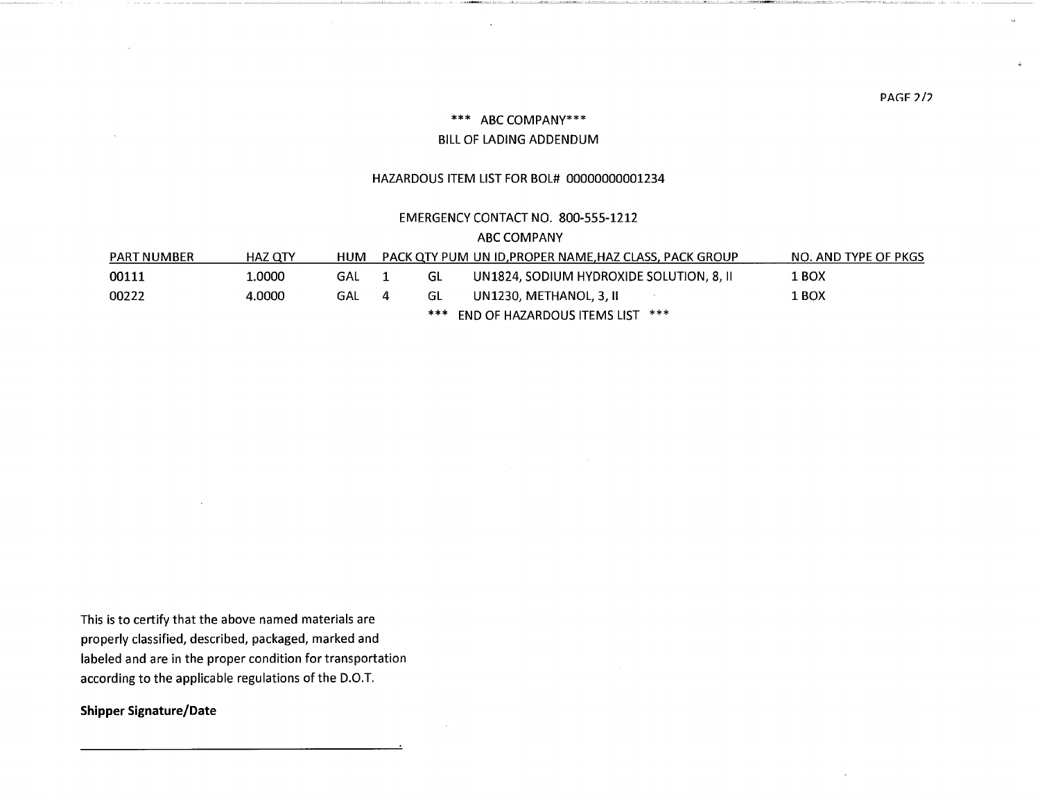**\*\*\* ABC COMPANY\*\*\***

**BILL OF LADING ADDENDUM**

HAZARDOUS ITEM LIST FOR BOL# 00000000001234

EMERGENCY CONTACT NO. 800-555-1212

ABC COMPANY

| PART NUMBER | HAZ QTY | HUM | PACK QTY | PUM | UN ID,PROPER NAME,HAZ CLASS, PACK GROUP | NO. AND TYPE OF PKGS |
|---|---|---|---|---|---|---|
| 00111 | 1.0000 | GAL | 1 | GL | UN1824, SODIUM HYDROXIDE SOLUTION, 8, II | 1 BOX |
| 00222 | 4.0000 | GAL | 4 | GL | UN1230, METHANOL, 3, II | 1 BOX |

\*\*\* END OF HAZARDOUS ITEMS LIST \*\*\*

This is to certify that the above named materials are properly classified, described, packaged, marked and labeled and are in the proper condition for transportation according to the applicable regulations of the D.O.T.

**Shipper Signature/Date**

\_\_\_\_\_\_\_\_\_\_\_\_\_\_\_\_\_\_\_\_\_\_\_\_\_\_\_\_\_\_\_\_\_\_\_\_\_\_\_\_.